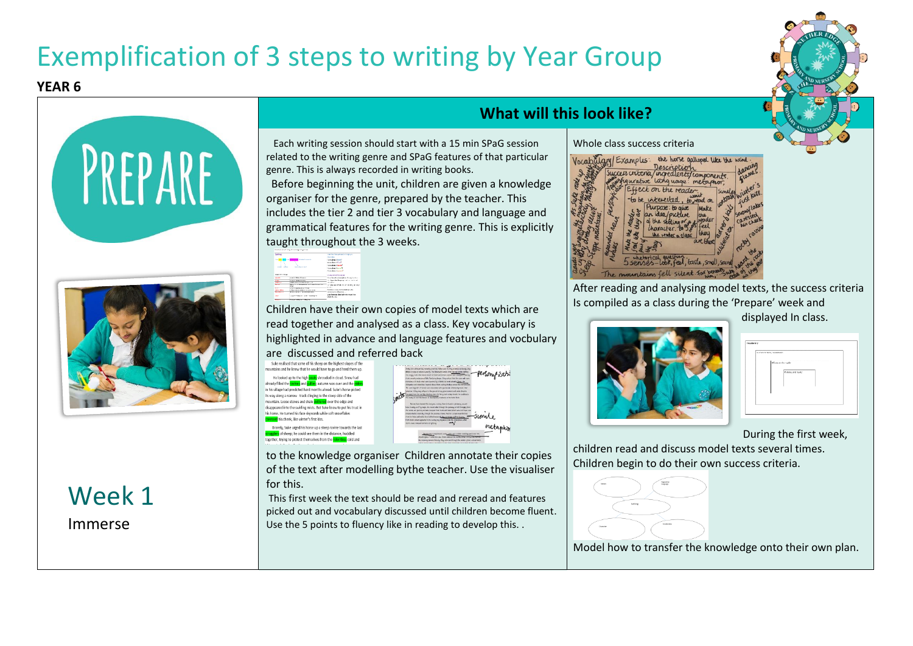# Exemplification of 3 steps to writing by Year Group

**YEAR 6**

PREPARE

Week 1

Immerse

## What will this look like?

Each writing session should start with a 15 min SPaG session related to the writing genre and SPaG features of that particular genre. This is always recorded in writing books.

Before beginning the unit, children are given a knowledge organiser for the genre, prepared by the teacher. This includes the tier 2 and tier 3 vocabulary and language and grammatical features for the writing genre. This is explicitly taught throughout the 3 weeks.

Children have their own copies of model texts which are read together and analysed as a class. Key vocabulary is highlighted in advance and language features and vocbulary are discussed and referred back to the knowledge organiser Children annotate their copies of the text after modelling bythe teacher. Use the visualiser for this.

This first week the text should be read and reread and features picked out and vocabulary discussed until children become fluent. Use the 5 points to fluency like in reading to develop this. .

Whole class success criteria

After reading and analysing model texts, the success criteria Is compiled as a class during the 'Prepare' week and displayed In class.

During the first week, children read and discuss model texts several times. Children begin to do their own success criteria.

Model how to transfer the knowledge onto their own plan.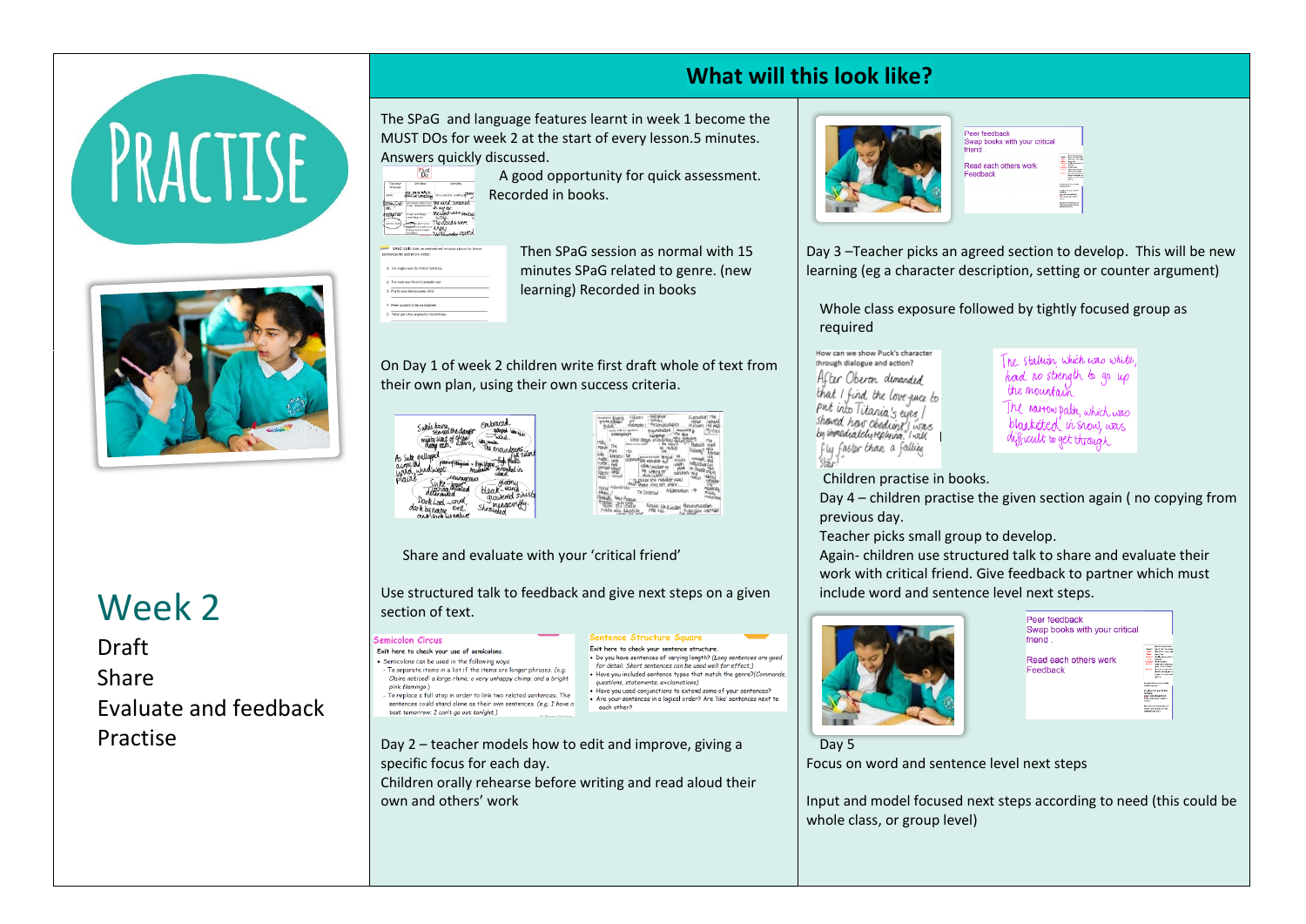# Practise

## Week 2

Draft
Share
Evaluate and feedback
Practise

## What will this look like?

The SPaG and language features learnt in week 1 become the MUST DOs for week 2 at the start of every lesson.5 minutes. Answers quickly discussed.

A good opportunity for quick assessment. Recorded in books.

Then SPaG session as normal with 15 minutes SPaG related to genre. (new learning) Recorded in books

On Day 1 of week 2 children write first draft whole of text from their own plan, using their own success criteria.

Share and evaluate with your 'critical friend'

Use structured talk to feedback and give next steps on a given section of text.

Day 2 – teacher models how to edit and improve, giving a specific focus for each day.
Children orally rehearse before writing and read aloud their own and others' work

Day 3 –Teacher picks an agreed section to develop. This will be new learning (eg a character description, setting or counter argument)

Whole class exposure followed by tightly focused group as required

Children practise in books.

Day 4 – children practise the given section again ( no copying from previous day.

Teacher picks small group to develop.

Again- children use structured talk to share and evaluate their work with critical friend. Give feedback to partner which must include word and sentence level next steps.

Day 5

Focus on word and sentence level next steps

Input and model focused next steps according to need (this could be whole class, or group level)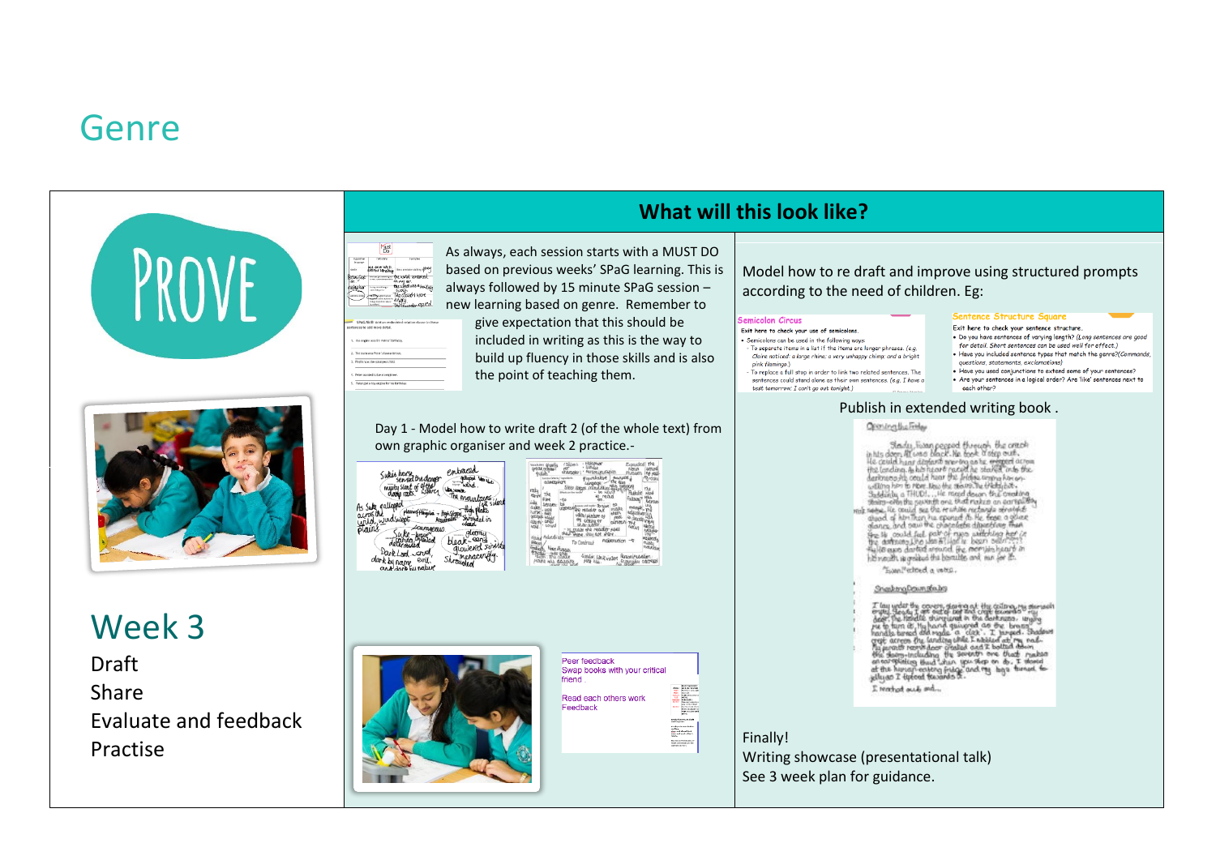# Genre

**PROVE**

## Week 3

Draft
Share
Evaluate and feedback
Practise

## What will this look like?

As always, each session starts with a MUST DO based on previous weeks' SPaG learning. This is always followed by 15 minute SPaG session – new learning based on genre. Remember to give expectation that this should be included in writing as this is the way to build up fluency in those skills and is also the point of teaching them.

Day 1 - Model how to write draft 2 (of the whole text) from own graphic organiser and week 2 practice.-

Peer feedback
Swap books with your critical friend

Read each others work
Feedback

Model how to re draft and improve using structured prompts according to the need of children. Eg:

**Semicolon Circus**

Exit here to check your use of semicolons.

- Semicolons can be used in the following ways:
  - To separate items in a list if the items are longer phrases. (e.g. Claire noticed: a large rhino; a very unhappy chimp; and a bright pink flamingo.)
  - To replace a full stop in order to link two related sentences. The sentences could stand alone as their own sentences. (e.g. I have a test tomorrow; I can't go out tonight.)

**Sentence Structure Square**

Exit here to check your sentence structure.

- Do you have sentences of varying length? (Long sentences are good for detail. Short sentences can be used well for effect.)
- Have you included sentence types that match the genre? (Commands, questions, statements, exclamations)
- Have you used conjunctions to extend some of your sentences?
- Are your sentences in a logical order? Are 'like' sentences next to each other?

Publish in extended writing book .

Finally!
Writing showcase (presentational talk)
See 3 week plan for guidance.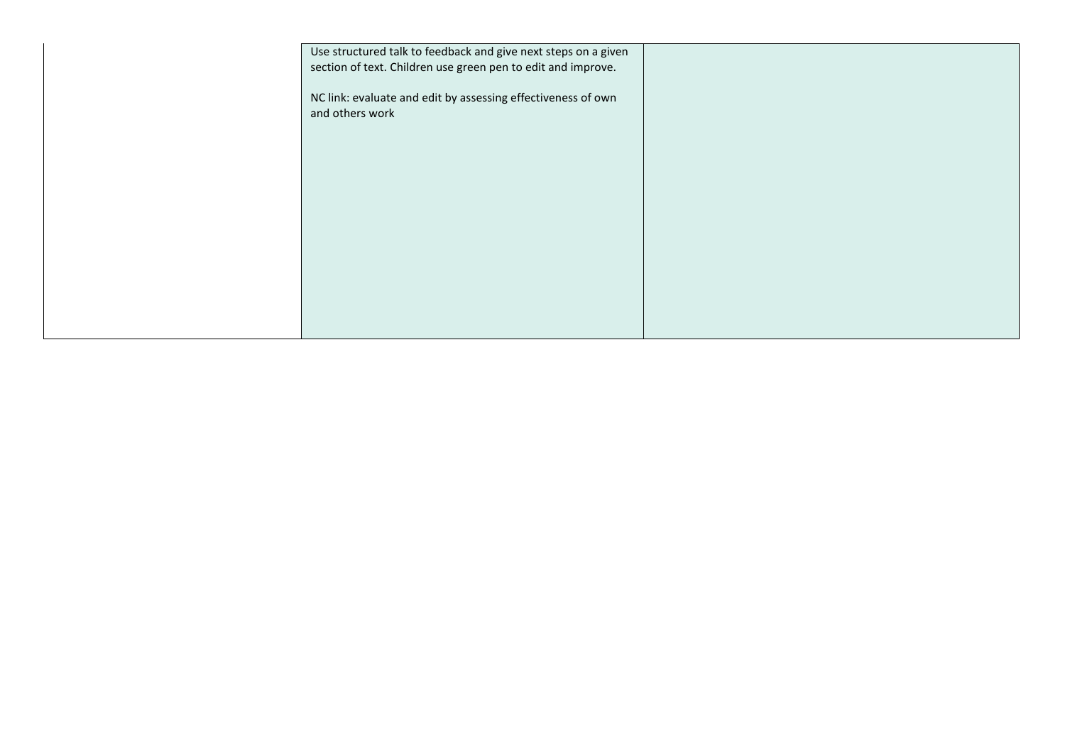| | | |
|---|---|---|
| | Use structured talk to feedback and give next steps on a given section of text. Children use green pen to edit and improve.<br><br>NC link: evaluate and edit by assessing effectiveness of own and others work | |